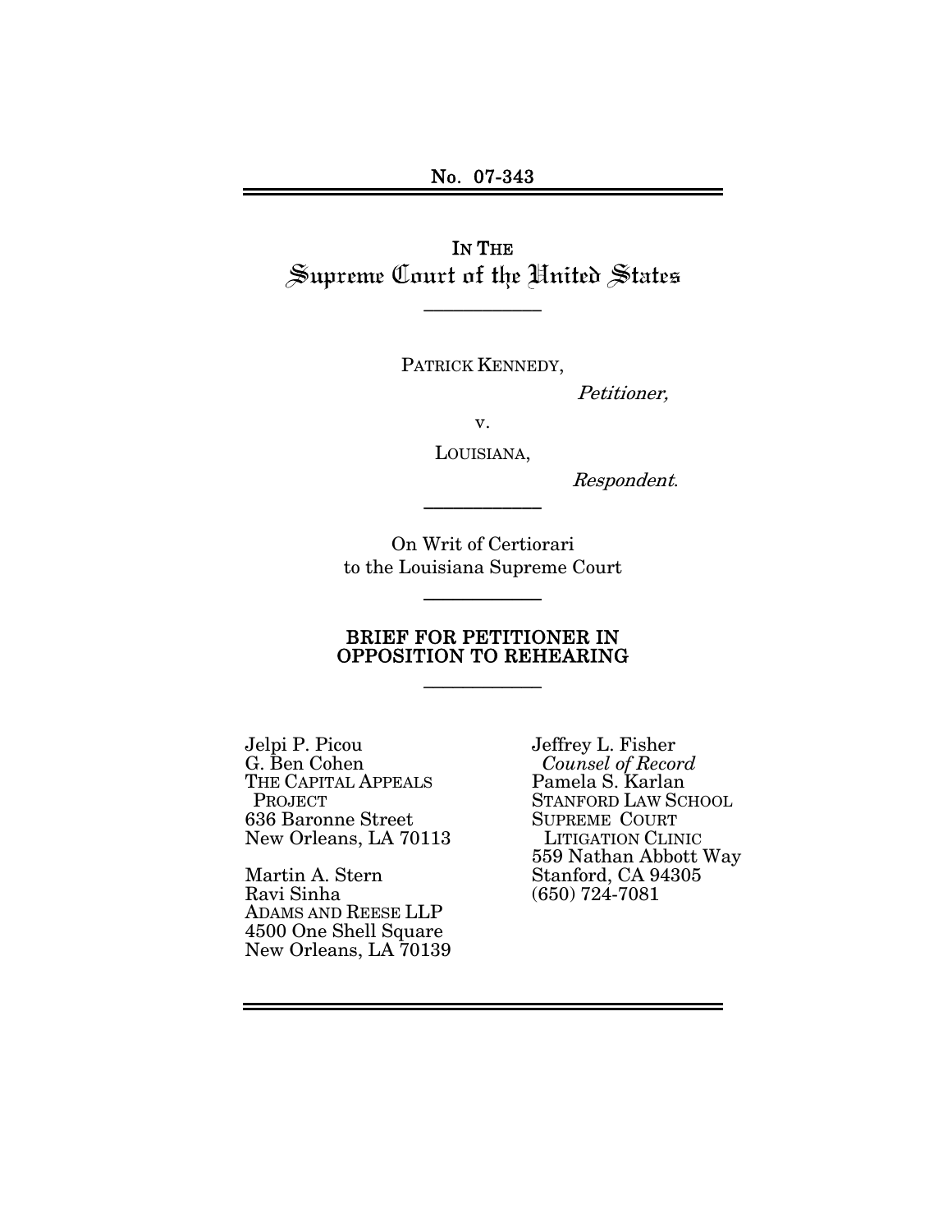No. 07-343

IN THE
# Supreme Court of the United States

---

PATRICK KENNEDY,

*Petitioner,*

v.

LOUISIANA,

*Respondent.*

---

On Writ of Certiorari
to the Louisiana Supreme Court

---

## BRIEF FOR PETITIONER IN OPPOSITION TO REHEARING

---

Jelpi P. Picou
G. Ben Cohen
THE CAPITAL APPEALS PROJECT
636 Baronne Street
New Orleans, LA 70113

Martin A. Stern
Ravi Sinha
ADAMS AND REESE LLP
4500 One Shell Square
New Orleans, LA 70139

Jeffrey L. Fisher
*Counsel of Record*
Pamela S. Karlan
STANFORD LAW SCHOOL SUPREME COURT LITIGATION CLINIC
559 Nathan Abbott Way
Stanford, CA 94305
(650) 724-7081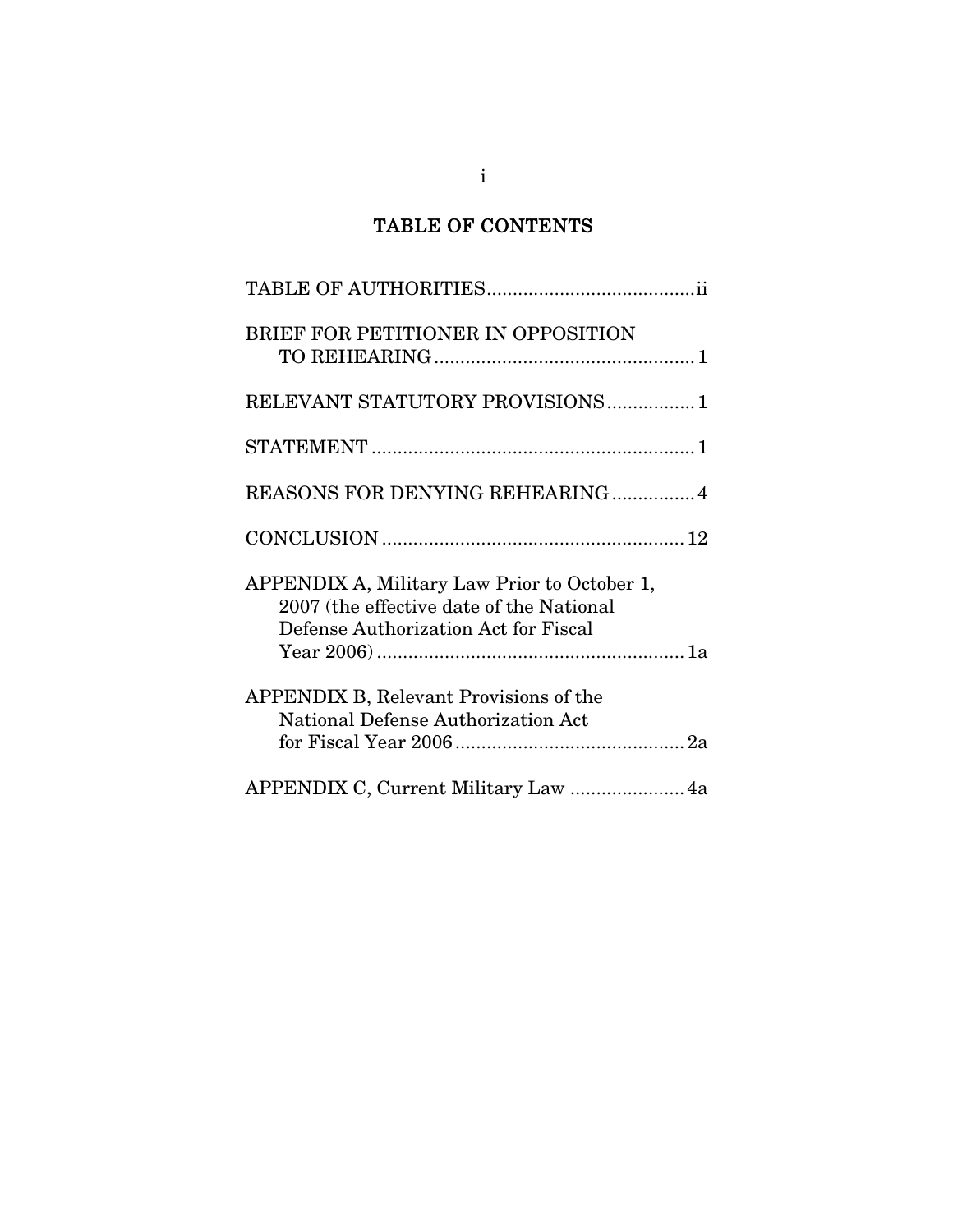# TABLE OF CONTENTS

TABLE OF AUTHORITIES........................................ii

BRIEF FOR PETITIONER IN OPPOSITION TO REHEARING.................................................1

RELEVANT STATUTORY PROVISIONS................1

STATEMENT.............................................................1

REASONS FOR DENYING REHEARING................4

CONCLUSION.........................................................12

APPENDIX A, Military Law Prior to October 1, 2007 (the effective date of the National Defense Authorization Act for Fiscal Year 2006)..........................................................1a

APPENDIX B, Relevant Provisions of the National Defense Authorization Act for Fiscal Year 2006............................................2a

APPENDIX C, Current Military Law ......................4a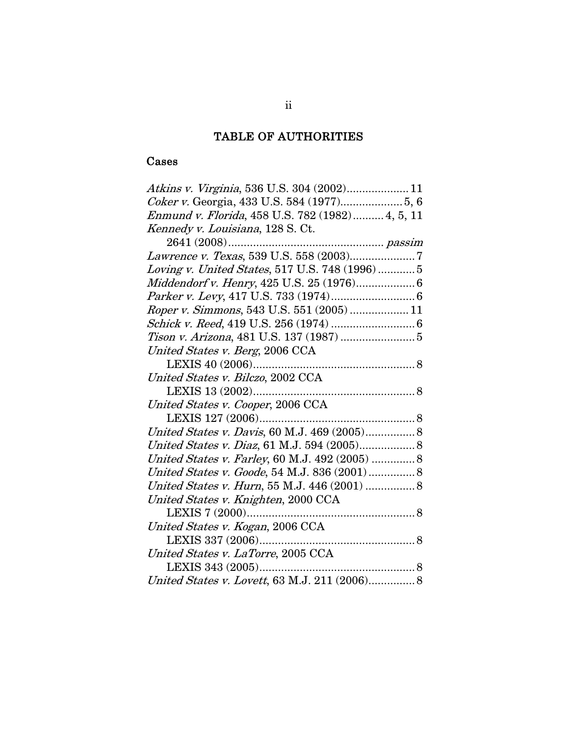# TABLE OF AUTHORITIES

## Cases

*Atkins v. Virginia*, 536 U.S. 304 (2002).................... 11
*Coker v.* Georgia, 433 U.S. 584 (1977).................... 5, 6
*Enmund v. Florida*, 458 U.S. 782 (1982).......... 4, 5, 11
*Kennedy v. Louisiana*, 128 S. Ct. 2641 (2008)................................................ *passim*
*Lawrence v. Texas*, 539 U.S. 558 (2003)..................... 7
*Loving v. United States*, 517 U.S. 748 (1996) ............ 5
*Middendorf v. Henry*, 425 U.S. 25 (1976)................... 6
*Parker v. Levy*, 417 U.S. 733 (1974)........................... 6
*Roper v. Simmons*, 543 U.S. 551 (2005) ................... 11
*Schick v. Reed*, 419 U.S. 256 (1974) ........................... 6
*Tison v. Arizona*, 481 U.S. 137 (1987) ........................ 5
*United States v. Berg*, 2006 CCA LEXIS 40 (2006)................................................... 8
*United States v. Bilczo*, 2002 CCA LEXIS 13 (2002)................................................... 8
*United States v. Cooper*, 2006 CCA LEXIS 127 (2006)................................................. 8
*United States v. Davis*, 60 M.J. 469 (2005)................ 8
*United States v. Diaz*, 61 M.J. 594 (2005).................. 8
*United States v. Farley*, 60 M.J. 492 (2005) .............. 8
*United States v. Goode*, 54 M.J. 836 (2001) ............... 8
*United States v. Hurn*, 55 M.J. 446 (2001) ................ 8
*United States v. Knighten*, 2000 CCA LEXIS 7 (2000)..................................................... 8
*United States v. Kogan*, 2006 CCA LEXIS 337 (2006)................................................. 8
*United States v. LaTorre*, 2005 CCA LEXIS 343 (2005)................................................. 8
*United States v. Lovett*, 63 M.J. 211 (2006)............... 8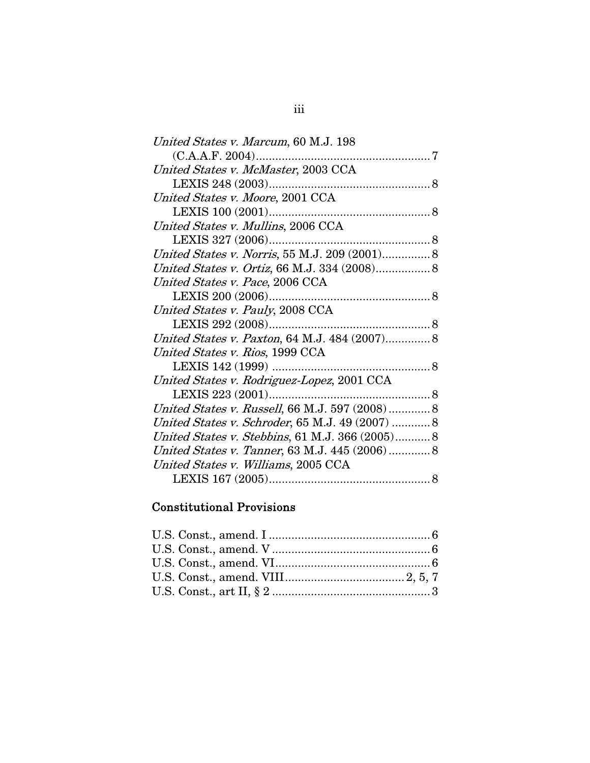*United States v. Marcum*, 60 M.J. 198 (C.A.A.F. 2004)....................................................7

*United States v. McMaster*, 2003 CCA LEXIS 248 (2003)...............................................8

*United States v. Moore*, 2001 CCA LEXIS 100 (2001)...............................................8

*United States v. Mullins*, 2006 CCA LEXIS 327 (2006)...............................................8

*United States v. Norris*, 55 M.J. 209 (2001)...............8

*United States v. Ortiz*, 66 M.J. 334 (2008).................8

*United States v. Pace*, 2006 CCA LEXIS 200 (2006)...............................................8

*United States v. Pauly*, 2008 CCA LEXIS 292 (2008)...............................................8

*United States v. Paxton*, 64 M.J. 484 (2007).............8

*United States v. Rios*, 1999 CCA LEXIS 142 (1999) ...............................................8

*United States v. Rodriguez-Lopez*, 2001 CCA LEXIS 223 (2001)...............................................8

*United States v. Russell*, 66 M.J. 597 (2008) .............8

*United States v. Schroder*, 65 M.J. 49 (2007) ............8

*United States v. Stebbins*, 61 M.J. 366 (2005)...........8

*United States v. Tanner*, 63 M.J. 445 (2006) .............8

*United States v. Williams*, 2005 CCA LEXIS 167 (2005)...............................................8

### Constitutional Provisions

U.S. Const., amend. I ...............................................6

U.S. Const., amend. V ...............................................6

U.S. Const., amend. VI...............................................6

U.S. Const., amend. VIII....................................2, 5, 7

U.S. Const., art II, § 2 ...............................................3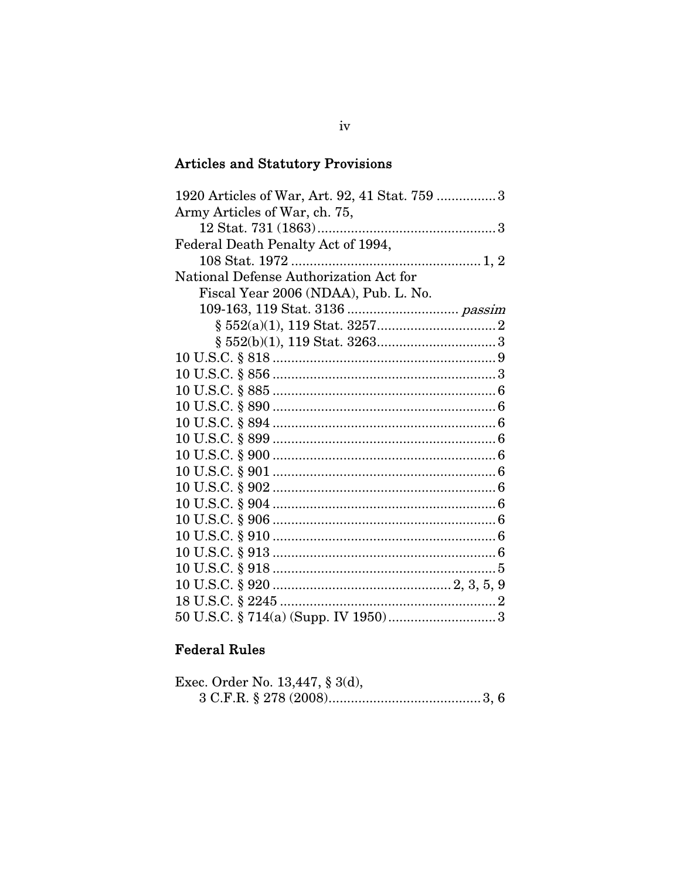## Articles and Statutory Provisions

1920 Articles of War, Art. 92, 41 Stat. 759 ................ 3

Army Articles of War, ch. 75,
  12 Stat. 731 (1863) ................................................ 3

Federal Death Penalty Act of 1994,
  108 Stat. 1972 ................................................... 1, 2

National Defense Authorization Act for
  Fiscal Year 2006 (NDAA), Pub. L. No.
  109-163, 119 Stat. 3136 ............................. *passim*
    § 552(a)(1), 119 Stat. 3257 ................................ 2
    § 552(b)(1), 119 Stat. 3263 ................................ 3

10 U.S.C. § 818 ............................................................ 9

10 U.S.C. § 856 ............................................................ 3

10 U.S.C. § 885 ............................................................ 6

10 U.S.C. § 890 ............................................................ 6

10 U.S.C. § 894 ............................................................ 6

10 U.S.C. § 899 ............................................................ 6

10 U.S.C. § 900 ............................................................ 6

10 U.S.C. § 901 ............................................................ 6

10 U.S.C. § 902 ............................................................ 6

10 U.S.C. § 904 ............................................................ 6

10 U.S.C. § 906 ............................................................ 6

10 U.S.C. § 910 ............................................................ 6

10 U.S.C. § 913 ............................................................ 6

10 U.S.C. § 918 ............................................................ 5

10 U.S.C. § 920 ............................................... 2, 3, 5, 9

18 U.S.C. § 2245 .......................................................... 2

50 U.S.C. § 714(a) (Supp. IV 1950) ............................. 3

## Federal Rules

Exec. Order No. 13,447, § 3(d),
  3 C.F.R. § 278 (2008) ......................................... 3, 6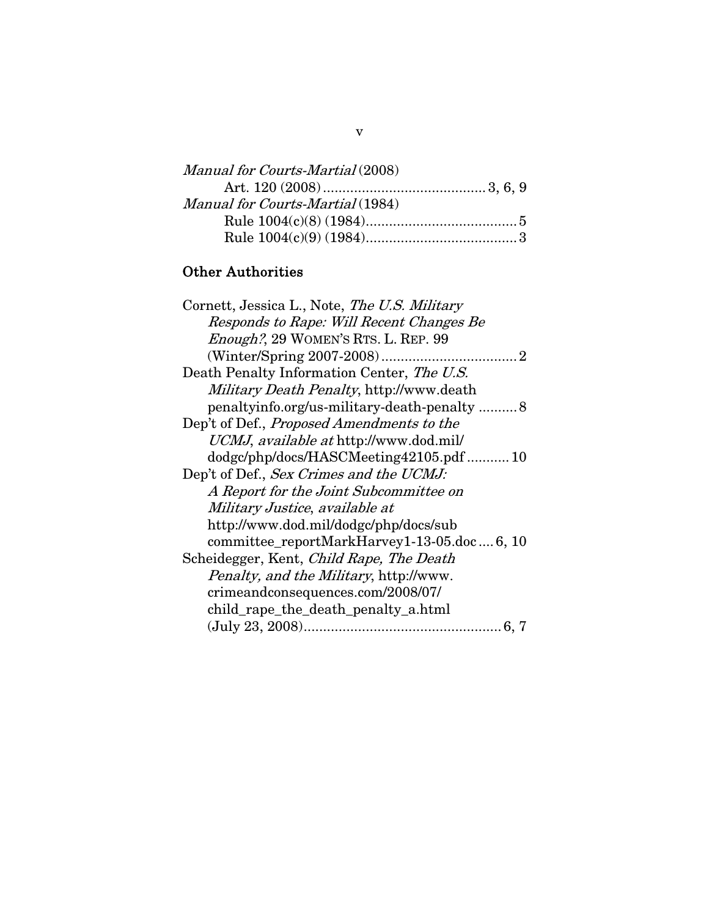*Manual for Courts-Martial* (2008)

Art. 120 (2008) .......................................... 3, 6, 9

*Manual for Courts-Martial* (1984)

Rule 1004(c)(8) (1984) ....................................... 5

Rule 1004(c)(9) (1984) ....................................... 3

## Other Authorities

Cornett, Jessica L., Note, *The U.S. Military Responds to Rape: Will Recent Changes Be Enough?*, 29 WOMEN'S RTS. L. REP. 99 (Winter/Spring 2007-2008) ................................... 2

Death Penalty Information Center, *The U.S. Military Death Penalty*, http://www.deathpenaltyinfo.org/us-military-death-penalty .......... 8

Dep't of Def., *Proposed Amendments to the UCMJ*, *available at* http://www.dod.mil/dodgc/php/docs/HASCMeeting42105.pdf ........... 10

Dep't of Def., *Sex Crimes and the UCMJ: A Report for the Joint Subcommittee on Military Justice*, *available at* http://www.dod.mil/dodgc/php/docs/subcommittee_reportMarkHarvey1-13-05.doc .... 6, 10

Scheidegger, Kent, *Child Rape, The Death Penalty, and the Military*, http://www.crimeandconsequences.com/2008/07/child_rape_the_death_penalty_a.html (July 23, 2008) ................................................... 6, 7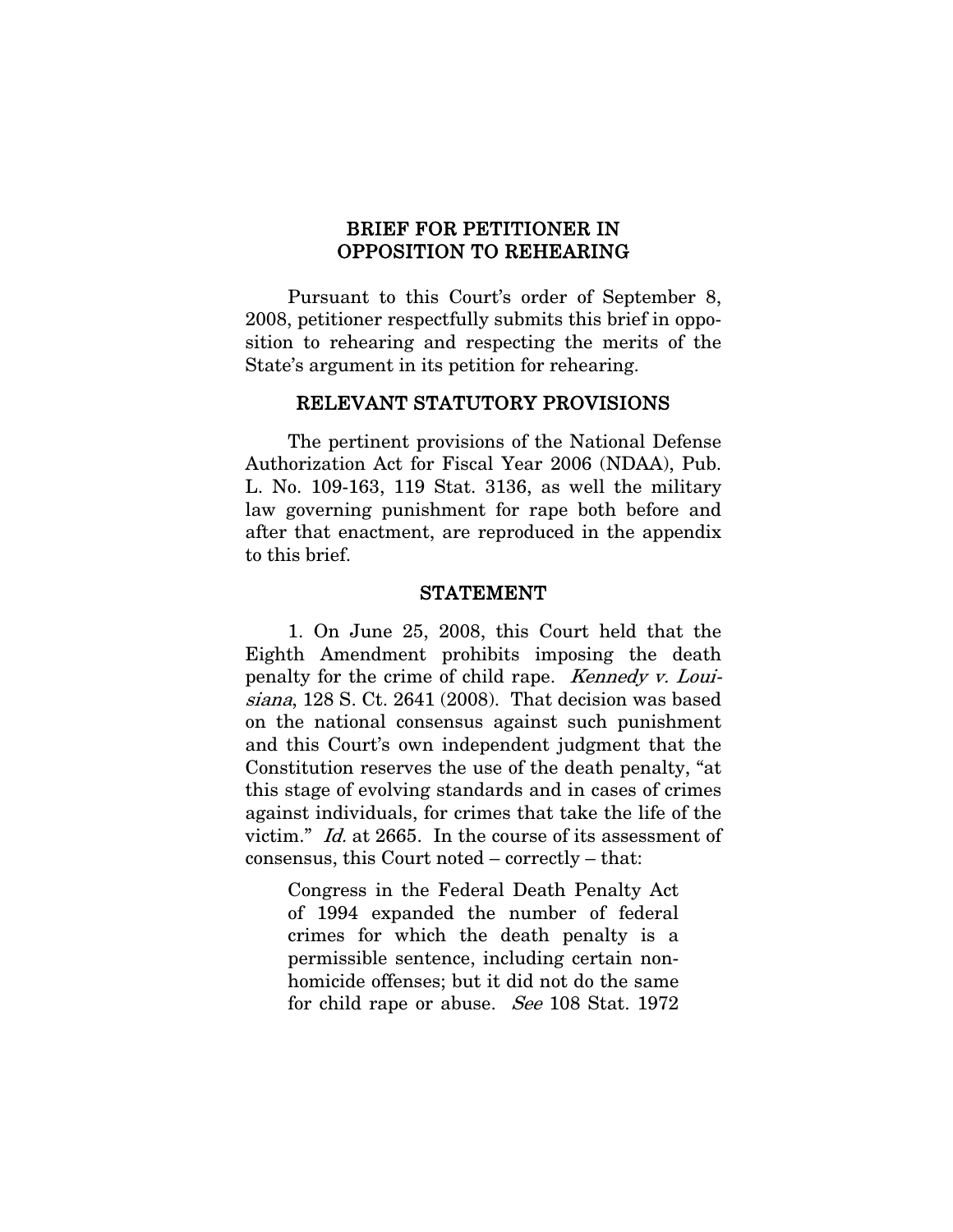## BRIEF FOR PETITIONER IN OPPOSITION TO REHEARING

Pursuant to this Court's order of September 8, 2008, petitioner respectfully submits this brief in opposition to rehearing and respecting the merits of the State's argument in its petition for rehearing.

### RELEVANT STATUTORY PROVISIONS

The pertinent provisions of the National Defense Authorization Act for Fiscal Year 2006 (NDAA), Pub. L. No. 109-163, 119 Stat. 3136, as well the military law governing punishment for rape both before and after that enactment, are reproduced in the appendix to this brief.

### STATEMENT

1. On June 25, 2008, this Court held that the Eighth Amendment prohibits imposing the death penalty for the crime of child rape. *Kennedy v. Louisiana*, 128 S. Ct. 2641 (2008). That decision was based on the national consensus against such punishment and this Court's own independent judgment that the Constitution reserves the use of the death penalty, "at this stage of evolving standards and in cases of crimes against individuals, for crimes that take the life of the victim." *Id.* at 2665. In the course of its assessment of consensus, this Court noted – correctly – that:

> Congress in the Federal Death Penalty Act of 1994 expanded the number of federal crimes for which the death penalty is a permissible sentence, including certain non-homicide offenses; but it did not do the same for child rape or abuse. *See* 108 Stat. 1972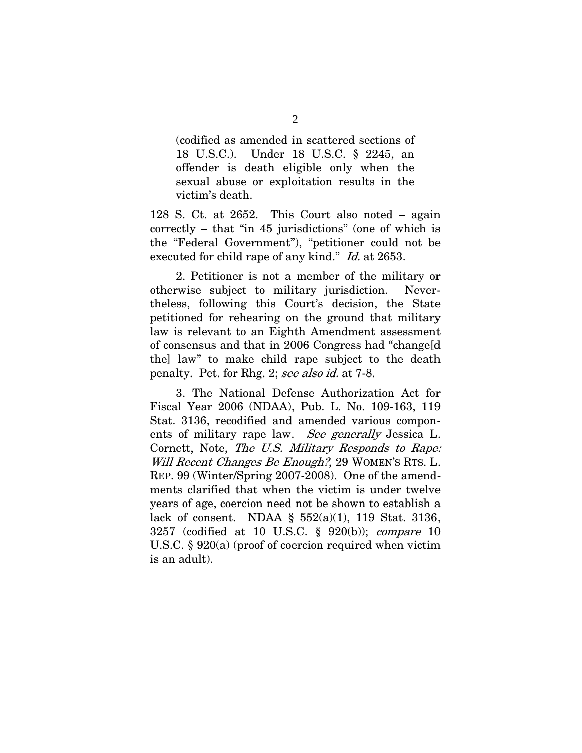> (codified as amended in scattered sections of 18 U.S.C.). Under 18 U.S.C. § 2245, an offender is death eligible only when the sexual abuse or exploitation results in the victim's death.

128 S. Ct. at 2652. This Court also noted – again correctly – that "in 45 jurisdictions" (one of which is the "Federal Government"), "petitioner could not be executed for child rape of any kind." *Id.* at 2653.

2. Petitioner is not a member of the military or otherwise subject to military jurisdiction. Nevertheless, following this Court's decision, the State petitioned for rehearing on the ground that military law is relevant to an Eighth Amendment assessment of consensus and that in 2006 Congress had "change[d the] law" to make child rape subject to the death penalty. Pet. for Rhg. 2; *see also id.* at 7-8.

3. The National Defense Authorization Act for Fiscal Year 2006 (NDAA), Pub. L. No. 109-163, 119 Stat. 3136, recodified and amended various components of military rape law. *See generally* Jessica L. Cornett, Note, *The U.S. Military Responds to Rape: Will Recent Changes Be Enough?*, 29 WOMEN'S RTS. L. REP. 99 (Winter/Spring 2007-2008). One of the amendments clarified that when the victim is under twelve years of age, coercion need not be shown to establish a lack of consent. NDAA § 552(a)(1), 119 Stat. 3136, 3257 (codified at 10 U.S.C. § 920(b)); *compare* 10 U.S.C. § 920(a) (proof of coercion required when victim is an adult).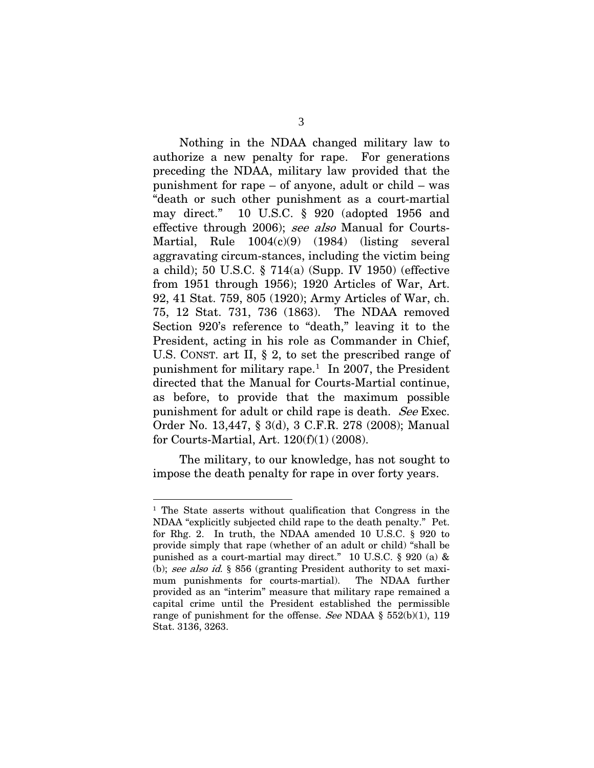Nothing in the NDAA changed military law to authorize a new penalty for rape. For generations preceding the NDAA, military law provided that the punishment for rape – of anyone, adult or child – was "death or such other punishment as a court-martial may direct." 10 U.S.C. § 920 (adopted 1956 and effective through 2006); *see also* Manual for Courts-Martial, Rule 1004(c)(9) (1984) (listing several aggravating circum-stances, including the victim being a child); 50 U.S.C. § 714(a) (Supp. IV 1950) (effective from 1951 through 1956); 1920 Articles of War, Art. 92, 41 Stat. 759, 805 (1920); Army Articles of War, ch. 75, 12 Stat. 731, 736 (1863). The NDAA removed Section 920's reference to "death," leaving it to the President, acting in his role as Commander in Chief, U.S. CONST. art II, § 2, to set the prescribed range of punishment for military rape.[1] In 2007, the President directed that the Manual for Courts-Martial continue, as before, to provide that the maximum possible punishment for adult or child rape is death. *See* Exec. Order No. 13,447, § 3(d), 3 C.F.R. 278 (2008); Manual for Courts-Martial, Art. 120(f)(1) (2008).

The military, to our knowledge, has not sought to impose the death penalty for rape in over forty years.

---

[1] The State asserts without qualification that Congress in the NDAA "explicitly subjected child rape to the death penalty." Pet. for Rhg. 2. In truth, the NDAA amended 10 U.S.C. § 920 to provide simply that rape (whether of an adult or child) "shall be punished as a court-martial may direct." 10 U.S.C. § 920 (a) & (b); *see also id.* § 856 (granting President authority to set maximum punishments for courts-martial). The NDAA further provided as an "interim" measure that military rape remained a capital crime until the President established the permissible range of punishment for the offense. *See* NDAA § 552(b)(1), 119 Stat. 3136, 3263.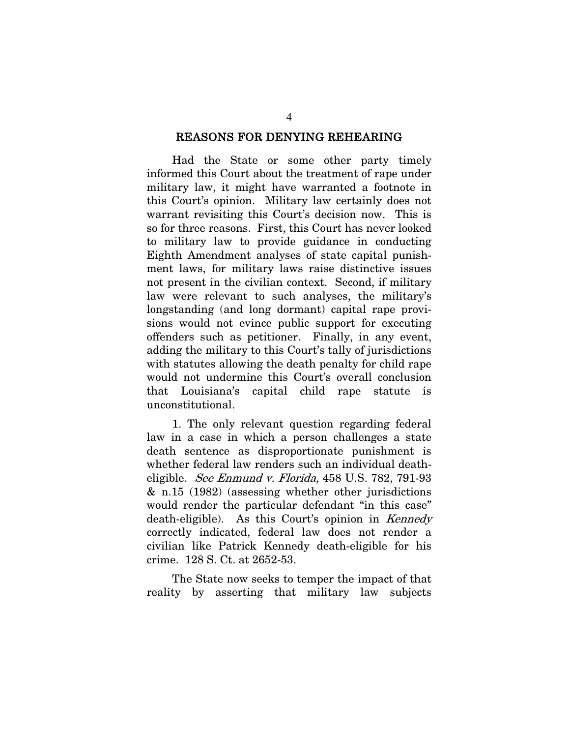## REASONS FOR DENYING REHEARING

Had the State or some other party timely informed this Court about the treatment of rape under military law, it might have warranted a footnote in this Court's opinion. Military law certainly does not warrant revisiting this Court's decision now. This is so for three reasons. First, this Court has never looked to military law to provide guidance in conducting Eighth Amendment analyses of state capital punishment laws, for military laws raise distinctive issues not present in the civilian context. Second, if military law were relevant to such analyses, the military's longstanding (and long dormant) capital rape provisions would not evince public support for executing offenders such as petitioner. Finally, in any event, adding the military to this Court's tally of jurisdictions with statutes allowing the death penalty for child rape would not undermine this Court's overall conclusion that Louisiana's capital child rape statute is unconstitutional.

1. The only relevant question regarding federal law in a case in which a person challenges a state death sentence as disproportionate punishment is whether federal law renders such an individual death-eligible. *See Enmund v. Florida*, 458 U.S. 782, 791-93 & n.15 (1982) (assessing whether other jurisdictions would render the particular defendant "in this case" death-eligible). As this Court's opinion in *Kennedy* correctly indicated, federal law does not render a civilian like Patrick Kennedy death-eligible for his crime. 128 S. Ct. at 2652-53.

The State now seeks to temper the impact of that reality by asserting that military law subjects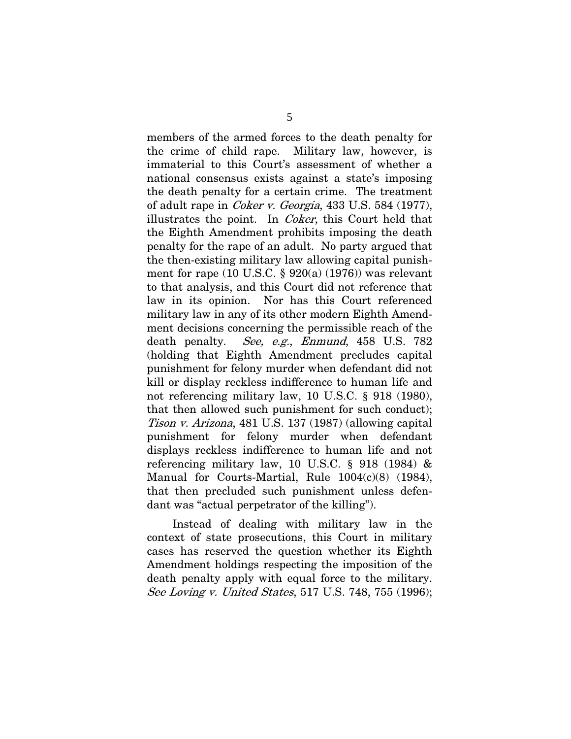members of the armed forces to the death penalty for the crime of child rape. Military law, however, is immaterial to this Court's assessment of whether a national consensus exists against a state's imposing the death penalty for a certain crime. The treatment of adult rape in *Coker v. Georgia*, 433 U.S. 584 (1977), illustrates the point. In *Coker*, this Court held that the Eighth Amendment prohibits imposing the death penalty for the rape of an adult. No party argued that the then-existing military law allowing capital punishment for rape (10 U.S.C. § 920(a) (1976)) was relevant to that analysis, and this Court did not reference that law in its opinion. Nor has this Court referenced military law in any of its other modern Eighth Amendment decisions concerning the permissible reach of the death penalty. *See, e.g.*, *Enmund*, 458 U.S. 782 (holding that Eighth Amendment precludes capital punishment for felony murder when defendant did not kill or display reckless indifference to human life and not referencing military law, 10 U.S.C. § 918 (1980), that then allowed such punishment for such conduct); *Tison v. Arizona*, 481 U.S. 137 (1987) (allowing capital punishment for felony murder when defendant displays reckless indifference to human life and not referencing military law, 10 U.S.C. § 918 (1984) & Manual for Courts-Martial, Rule 1004(c)(8) (1984), that then precluded such punishment unless defendant was "actual perpetrator of the killing").

Instead of dealing with military law in the context of state prosecutions, this Court in military cases has reserved the question whether its Eighth Amendment holdings respecting the imposition of the death penalty apply with equal force to the military. *See Loving v. United States*, 517 U.S. 748, 755 (1996);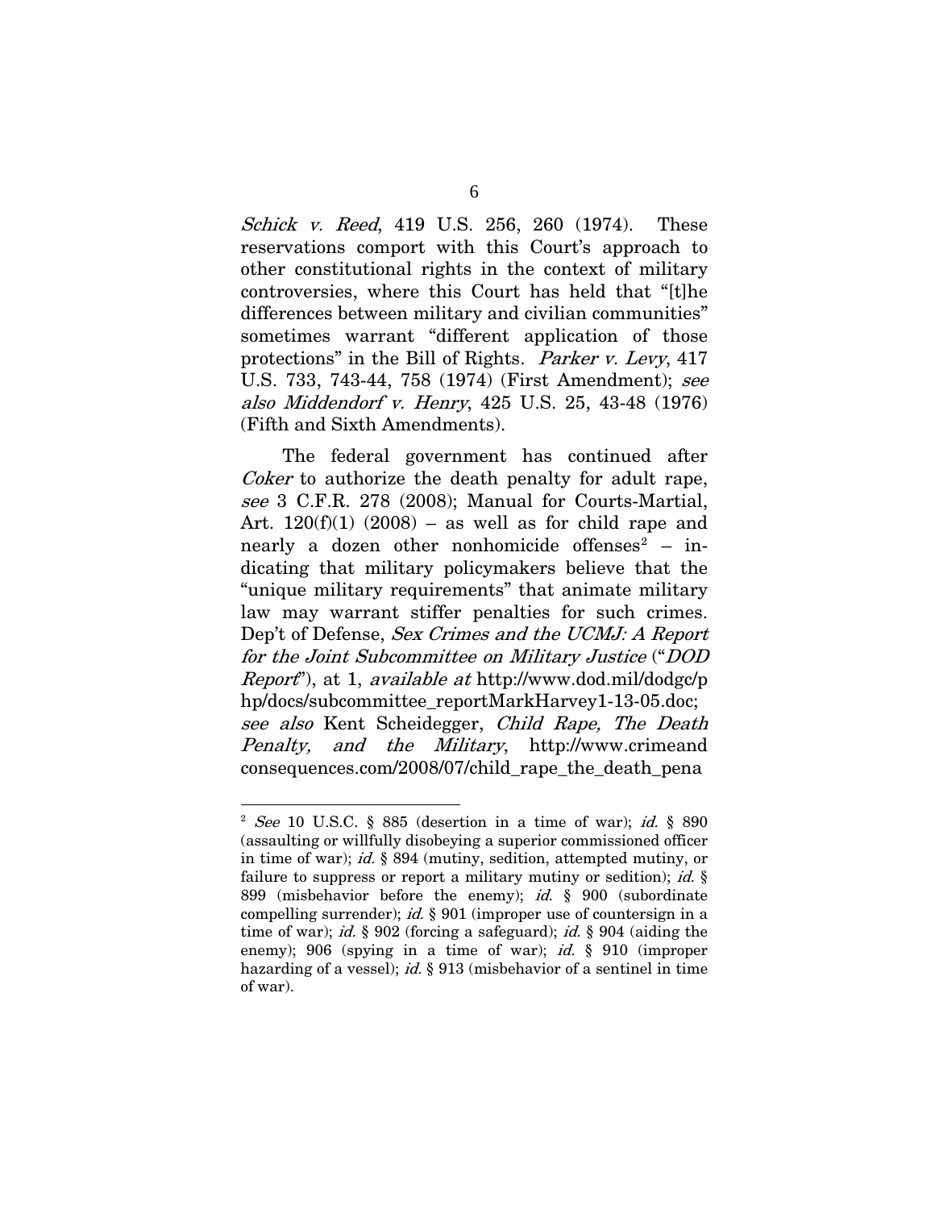*Schick v. Reed*, 419 U.S. 256, 260 (1974). These reservations comport with this Court's approach to other constitutional rights in the context of military controversies, where this Court has held that "[t]he differences between military and civilian communities" sometimes warrant "different application of those protections" in the Bill of Rights. *Parker v. Levy*, 417 U.S. 733, 743-44, 758 (1974) (First Amendment); *see also Middendorf v. Henry*, 425 U.S. 25, 43-48 (1976) (Fifth and Sixth Amendments).

The federal government has continued after *Coker* to authorize the death penalty for adult rape, *see* 3 C.F.R. 278 (2008); Manual for Courts-Martial, Art. 120(f)(1) (2008) – as well as for child rape and nearly a dozen other nonhomicide offenses[2] – indicating that military policymakers believe that the "unique military requirements" that animate military law may warrant stiffer penalties for such crimes. Dep't of Defense, *Sex Crimes and the UCMJ: A Report for the Joint Subcommittee on Military Justice* ("*DOD Report*"), at 1, *available at* http://www.dod.mil/dodgc/php/docs/subcommittee_reportMarkHarvey1-13-05.doc; *see also* Kent Scheidegger, *Child Rape, The Death Penalty, and the Military*, http://www.crimeandconsequences.com/2008/07/child_rape_the_death_pena

---

[2] *See* 10 U.S.C. § 885 (desertion in a time of war); *id.* § 890 (assaulting or willfully disobeying a superior commissioned officer in time of war); *id.* § 894 (mutiny, sedition, attempted mutiny, or failure to suppress or report a military mutiny or sedition); *id.* § 899 (misbehavior before the enemy); *id.* § 900 (subordinate compelling surrender); *id.* § 901 (improper use of countersign in a time of war); *id.* § 902 (forcing a safeguard); *id.* § 904 (aiding the enemy); 906 (spying in a time of war); *id.* § 910 (improper hazarding of a vessel); *id.* § 913 (misbehavior of a sentinel in time of war).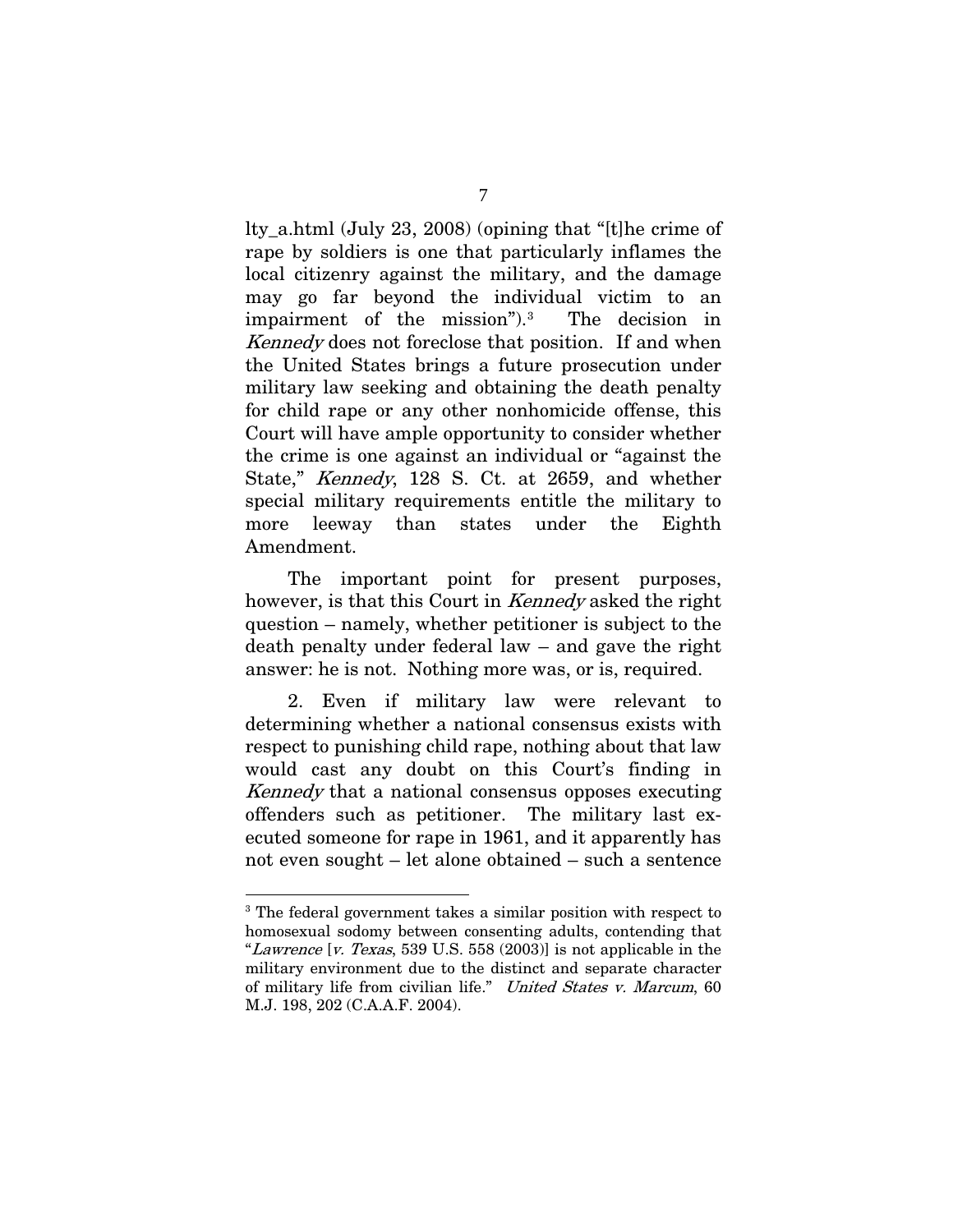lty_a.html (July 23, 2008) (opining that "[t]he crime of rape by soldiers is one that particularly inflames the local citizenry against the military, and the damage may go far beyond the individual victim to an impairment of the mission").[3] The decision in *Kennedy* does not foreclose that position. If and when the United States brings a future prosecution under military law seeking and obtaining the death penalty for child rape or any other nonhomicide offense, this Court will have ample opportunity to consider whether the crime is one against an individual or "against the State," *Kennedy*, 128 S. Ct. at 2659, and whether special military requirements entitle the military to more leeway than states under the Eighth Amendment.

The important point for present purposes, however, is that this Court in *Kennedy* asked the right question – namely, whether petitioner is subject to the death penalty under federal law – and gave the right answer: he is not. Nothing more was, or is, required.

2. Even if military law were relevant to determining whether a national consensus exists with respect to punishing child rape, nothing about that law would cast any doubt on this Court's finding in *Kennedy* that a national consensus opposes executing offenders such as petitioner. The military last executed someone for rape in 1961, and it apparently has not even sought – let alone obtained – such a sentence

---

[3] The federal government takes a similar position with respect to homosexual sodomy between consenting adults, contending that "*Lawrence* [*v. Texas*, 539 U.S. 558 (2003)] is not applicable in the military environment due to the distinct and separate character of military life from civilian life." *United States v. Marcum*, 60 M.J. 198, 202 (C.A.A.F. 2004).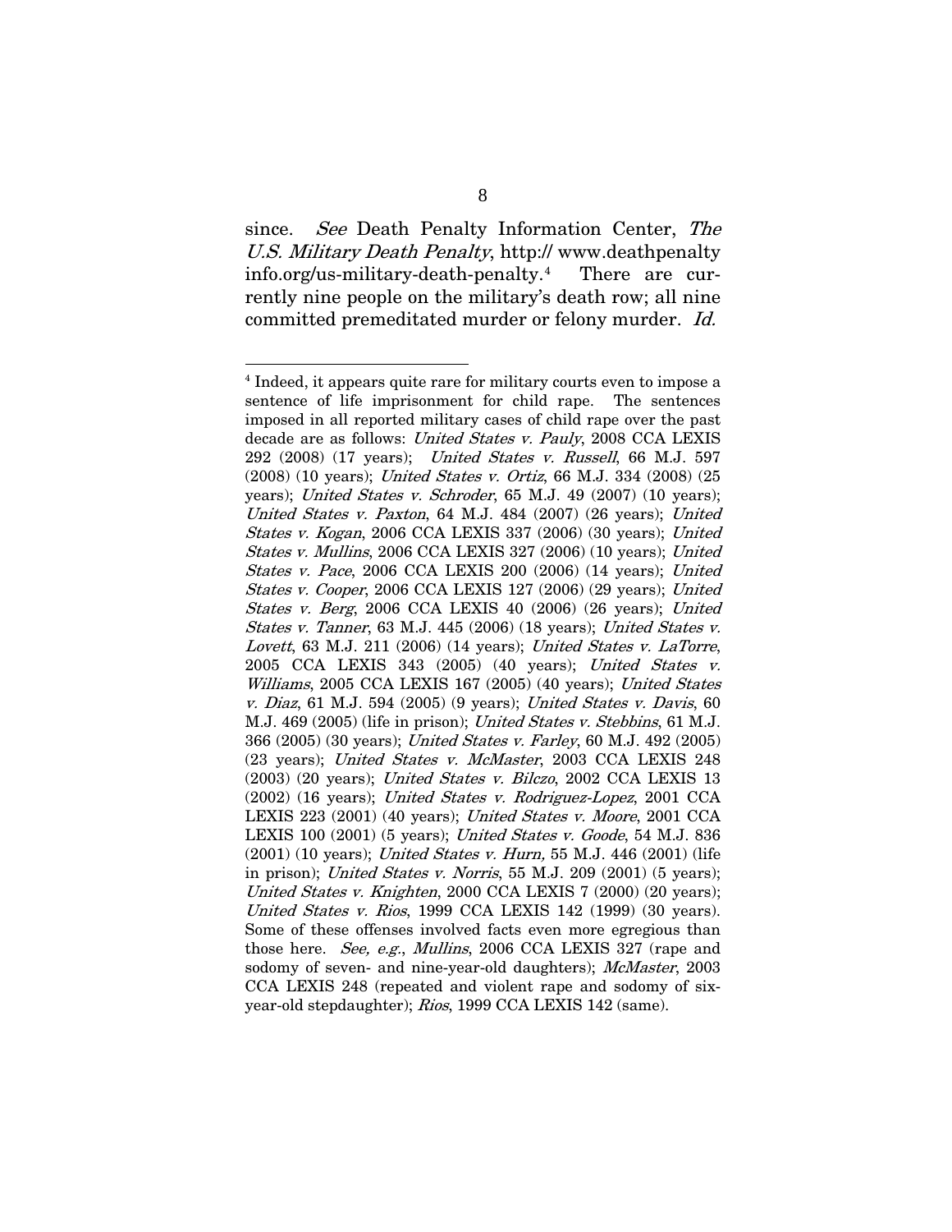since. *See* Death Penalty Information Center, *The U.S. Military Death Penalty*, http:// www.deathpenalty info.org/us-military-death-penalty.[4] There are currently nine people on the military's death row; all nine committed premeditated murder or felony murder. *Id.*

---

[4] Indeed, it appears quite rare for military courts even to impose a sentence of life imprisonment for child rape. The sentences imposed in all reported military cases of child rape over the past decade are as follows: *United States v. Pauly*, 2008 CCA LEXIS 292 (2008) (17 years); *United States v. Russell*, 66 M.J. 597 (2008) (10 years); *United States v. Ortiz*, 66 M.J. 334 (2008) (25 years); *United States v. Schroder*, 65 M.J. 49 (2007) (10 years); *United States v. Paxton*, 64 M.J. 484 (2007) (26 years); *United States v. Kogan*, 2006 CCA LEXIS 337 (2006) (30 years); *United States v. Mullins*, 2006 CCA LEXIS 327 (2006) (10 years); *United States v. Pace*, 2006 CCA LEXIS 200 (2006) (14 years); *United States v. Cooper*, 2006 CCA LEXIS 127 (2006) (29 years); *United States v. Berg*, 2006 CCA LEXIS 40 (2006) (26 years); *United States v. Tanner*, 63 M.J. 445 (2006) (18 years); *United States v. Lovett*, 63 M.J. 211 (2006) (14 years); *United States v. LaTorre*, 2005 CCA LEXIS 343 (2005) (40 years); *United States v. Williams*, 2005 CCA LEXIS 167 (2005) (40 years); *United States v. Diaz*, 61 M.J. 594 (2005) (9 years); *United States v. Davis*, 60 M.J. 469 (2005) (life in prison); *United States v. Stebbins*, 61 M.J. 366 (2005) (30 years); *United States v. Farley*, 60 M.J. 492 (2005) (23 years); *United States v. McMaster*, 2003 CCA LEXIS 248 (2003) (20 years); *United States v. Bilczo*, 2002 CCA LEXIS 13 (2002) (16 years); *United States v. Rodriguez-Lopez*, 2001 CCA LEXIS 223 (2001) (40 years); *United States v. Moore*, 2001 CCA LEXIS 100 (2001) (5 years); *United States v. Goode*, 54 M.J. 836 (2001) (10 years); *United States v. Hurn,* 55 M.J. 446 (2001) (life in prison); *United States v. Norris*, 55 M.J. 209 (2001) (5 years); *United States v. Knighten*, 2000 CCA LEXIS 7 (2000) (20 years); *United States v. Rios*, 1999 CCA LEXIS 142 (1999) (30 years). Some of these offenses involved facts even more egregious than those here. *See, e.g.*, *Mullins*, 2006 CCA LEXIS 327 (rape and sodomy of seven- and nine-year-old daughters); *McMaster*, 2003 CCA LEXIS 248 (repeated and violent rape and sodomy of six-year-old stepdaughter); *Rios*, 1999 CCA LEXIS 142 (same).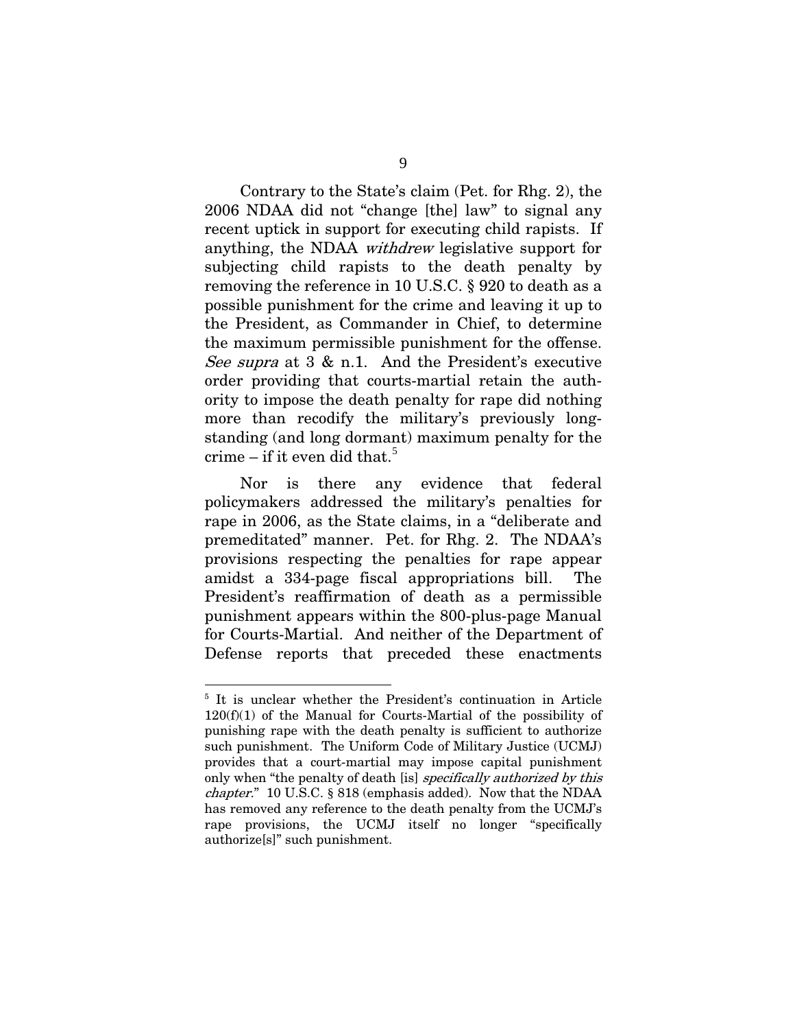Contrary to the State's claim (Pet. for Rhg. 2), the 2006 NDAA did not "change [the] law" to signal any recent uptick in support for executing child rapists. If anything, the NDAA *withdrew* legislative support for subjecting child rapists to the death penalty by removing the reference in 10 U.S.C. § 920 to death as a possible punishment for the crime and leaving it up to the President, as Commander in Chief, to determine the maximum permissible punishment for the offense. *See supra* at 3 & n.1. And the President's executive order providing that courts-martial retain the authority to impose the death penalty for rape did nothing more than recodify the military's previously longstanding (and long dormant) maximum penalty for the crime – if it even did that.[5]

Nor is there any evidence that federal policymakers addressed the military's penalties for rape in 2006, as the State claims, in a "deliberate and premeditated" manner. Pet. for Rhg. 2. The NDAA's provisions respecting the penalties for rape appear amidst a 334-page fiscal appropriations bill. The President's reaffirmation of death as a permissible punishment appears within the 800-plus-page Manual for Courts-Martial. And neither of the Department of Defense reports that preceded these enactments

---

[5] It is unclear whether the President's continuation in Article 120(f)(1) of the Manual for Courts-Martial of the possibility of punishing rape with the death penalty is sufficient to authorize such punishment. The Uniform Code of Military Justice (UCMJ) provides that a court-martial may impose capital punishment only when "the penalty of death [is] *specifically authorized by this chapter*." 10 U.S.C. § 818 (emphasis added). Now that the NDAA has removed any reference to the death penalty from the UCMJ's rape provisions, the UCMJ itself no longer "specifically authorize[s]" such punishment.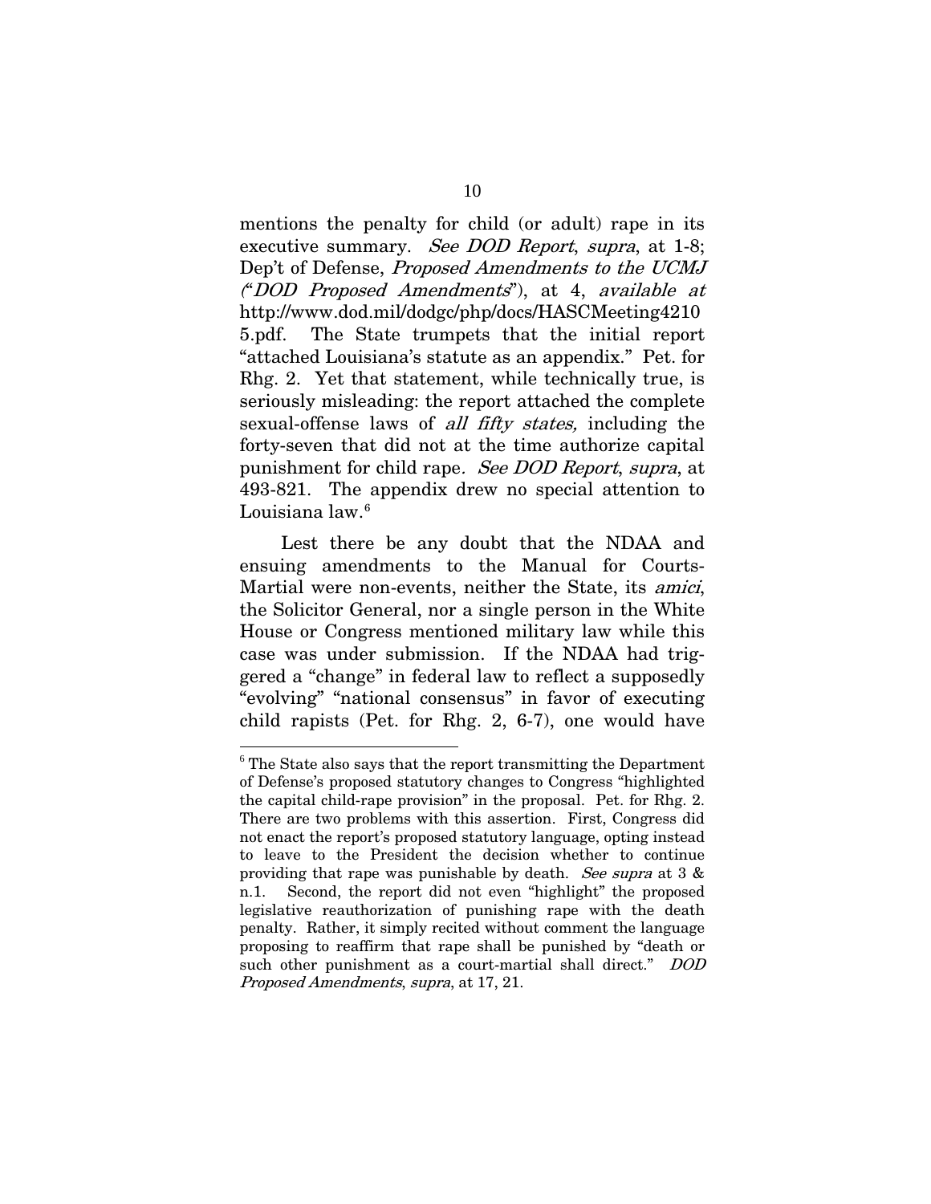mentions the penalty for child (or adult) rape in its executive summary. *See DOD Report*, *supra*, at 1-8; Dep't of Defense, *Proposed Amendments to the UCMJ ("DOD Proposed Amendments")*, at 4, *available at* http://www.dod.mil/dodgc/php/docs/HASCMeeting42105.pdf. The State trumpets that the initial report "attached Louisiana's statute as an appendix." Pet. for Rhg. 2. Yet that statement, while technically true, is seriously misleading: the report attached the complete sexual-offense laws of *all fifty states,* including the forty-seven that did not at the time authorize capital punishment for child rape. *See DOD Report*, *supra*, at 493-821. The appendix drew no special attention to Louisiana law.[6]

Lest there be any doubt that the NDAA and ensuing amendments to the Manual for Courts-Martial were non-events, neither the State, its *amici*, the Solicitor General, nor a single person in the White House or Congress mentioned military law while this case was under submission. If the NDAA had triggered a "change" in federal law to reflect a supposedly "evolving" "national consensus" in favor of executing child rapists (Pet. for Rhg. 2, 6-7), one would have

[6] The State also says that the report transmitting the Department of Defense's proposed statutory changes to Congress "highlighted the capital child-rape provision" in the proposal. Pet. for Rhg. 2. There are two problems with this assertion. First, Congress did not enact the report's proposed statutory language, opting instead to leave to the President the decision whether to continue providing that rape was punishable by death. *See supra* at 3 & n.1. Second, the report did not even "highlight" the proposed legislative reauthorization of punishing rape with the death penalty. Rather, it simply recited without comment the language proposing to reaffirm that rape shall be punished by "death or such other punishment as a court-martial shall direct." *DOD Proposed Amendments*, *supra*, at 17, 21.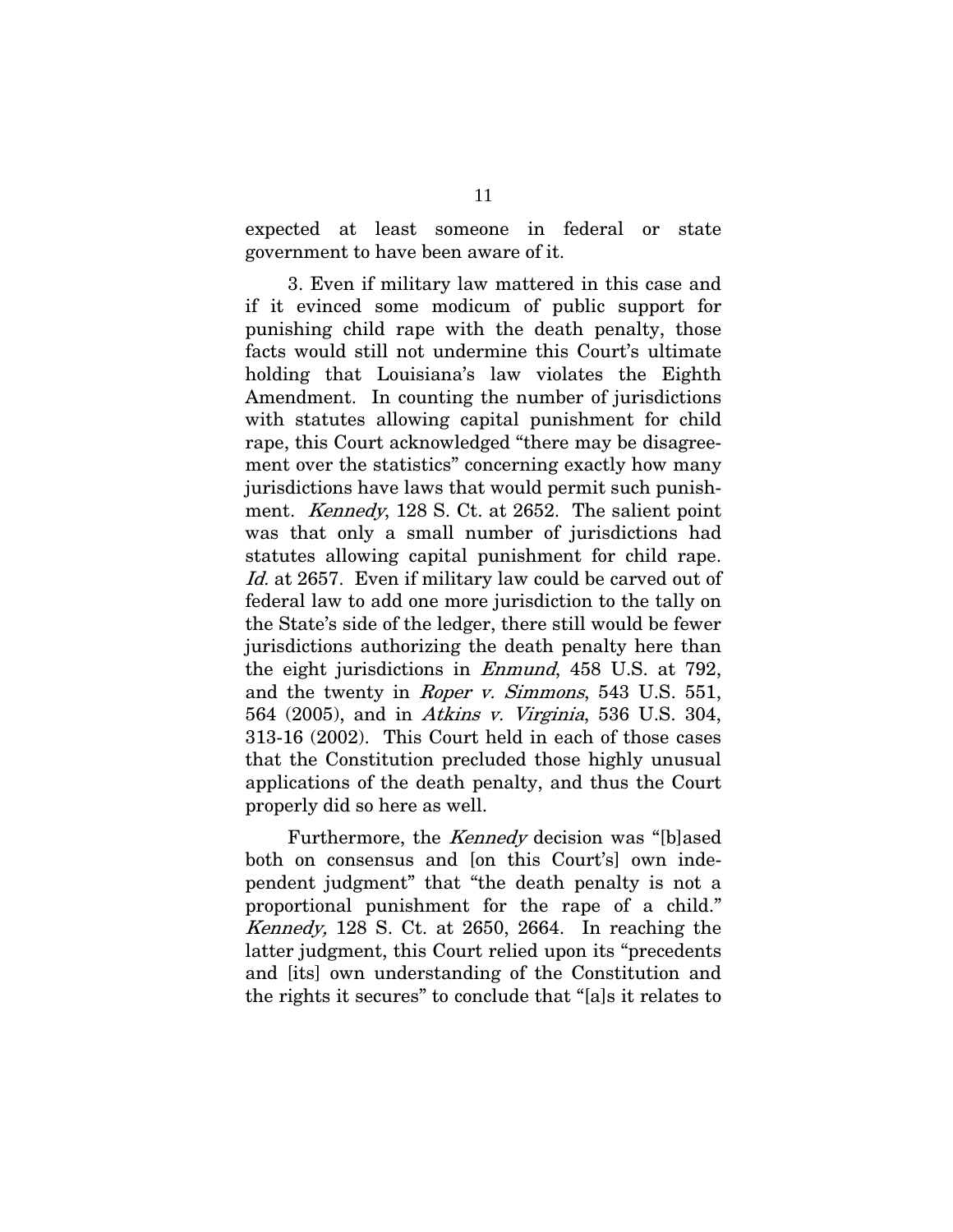expected at least someone in federal or state government to have been aware of it.

3. Even if military law mattered in this case and if it evinced some modicum of public support for punishing child rape with the death penalty, those facts would still not undermine this Court's ultimate holding that Louisiana's law violates the Eighth Amendment. In counting the number of jurisdictions with statutes allowing capital punishment for child rape, this Court acknowledged "there may be disagreement over the statistics" concerning exactly how many jurisdictions have laws that would permit such punishment. *Kennedy*, 128 S. Ct. at 2652. The salient point was that only a small number of jurisdictions had statutes allowing capital punishment for child rape. *Id.* at 2657. Even if military law could be carved out of federal law to add one more jurisdiction to the tally on the State's side of the ledger, there still would be fewer jurisdictions authorizing the death penalty here than the eight jurisdictions in *Enmund*, 458 U.S. at 792, and the twenty in *Roper v. Simmons*, 543 U.S. 551, 564 (2005), and in *Atkins v. Virginia*, 536 U.S. 304, 313-16 (2002). This Court held in each of those cases that the Constitution precluded those highly unusual applications of the death penalty, and thus the Court properly did so here as well.

Furthermore, the *Kennedy* decision was "[b]ased both on consensus and [on this Court's] own independent judgment" that "the death penalty is not a proportional punishment for the rape of a child." *Kennedy,* 128 S. Ct. at 2650, 2664. In reaching the latter judgment, this Court relied upon its "precedents and [its] own understanding of the Constitution and the rights it secures" to conclude that "[a]s it relates to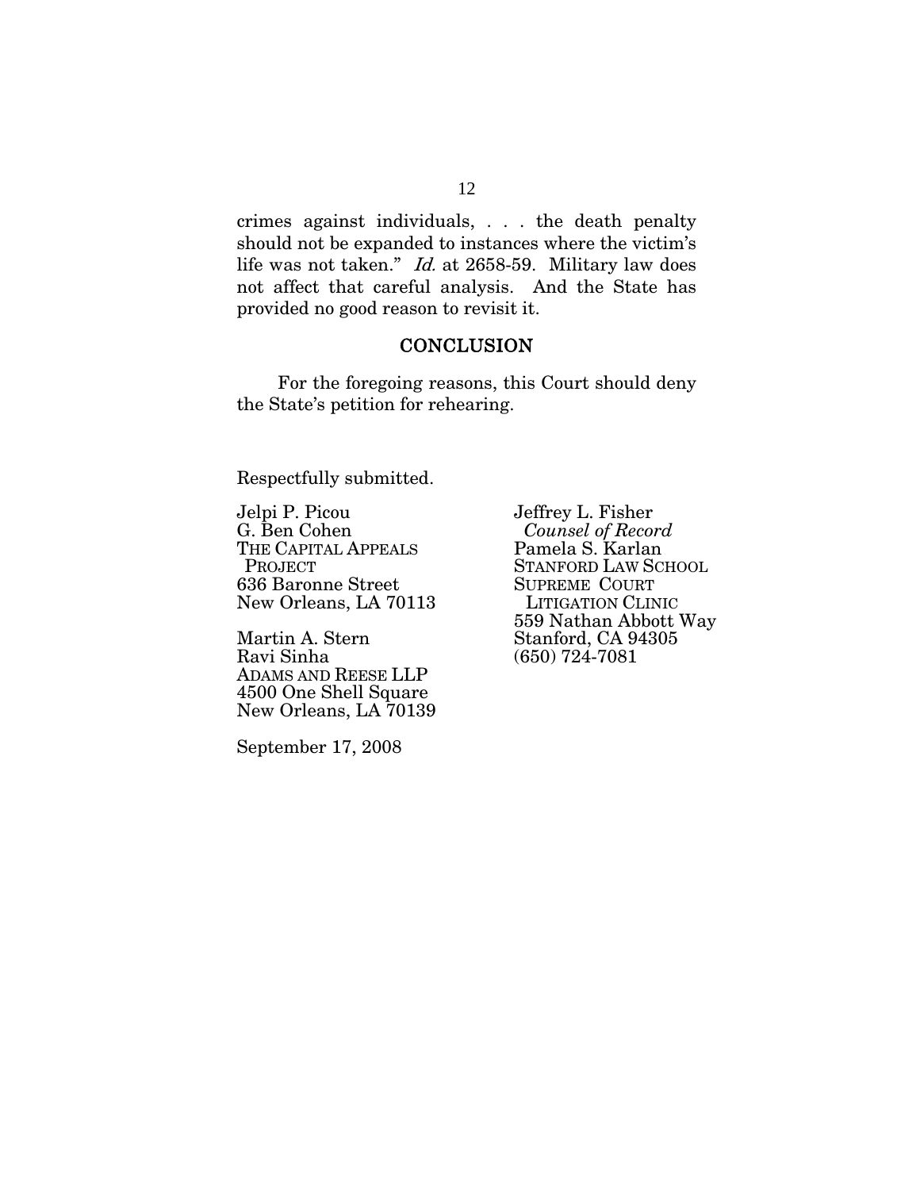crimes against individuals, . . . the death penalty should not be expanded to instances where the victim's life was not taken." *Id.* at 2658-59. Military law does not affect that careful analysis. And the State has provided no good reason to revisit it.

## CONCLUSION

For the foregoing reasons, this Court should deny the State's petition for rehearing.

Respectfully submitted.

Jelpi P. Picou
G. Ben Cohen
THE CAPITAL APPEALS PROJECT
636 Baronne Street
New Orleans, LA 70113

Martin A. Stern
Ravi Sinha
ADAMS AND REESE LLP
4500 One Shell Square
New Orleans, LA 70139

Jeffrey L. Fisher
*Counsel of Record*
Pamela S. Karlan
STANFORD LAW SCHOOL SUPREME COURT LITIGATION CLINIC
559 Nathan Abbott Way
Stanford, CA 94305
(650) 724-7081

September 17, 2008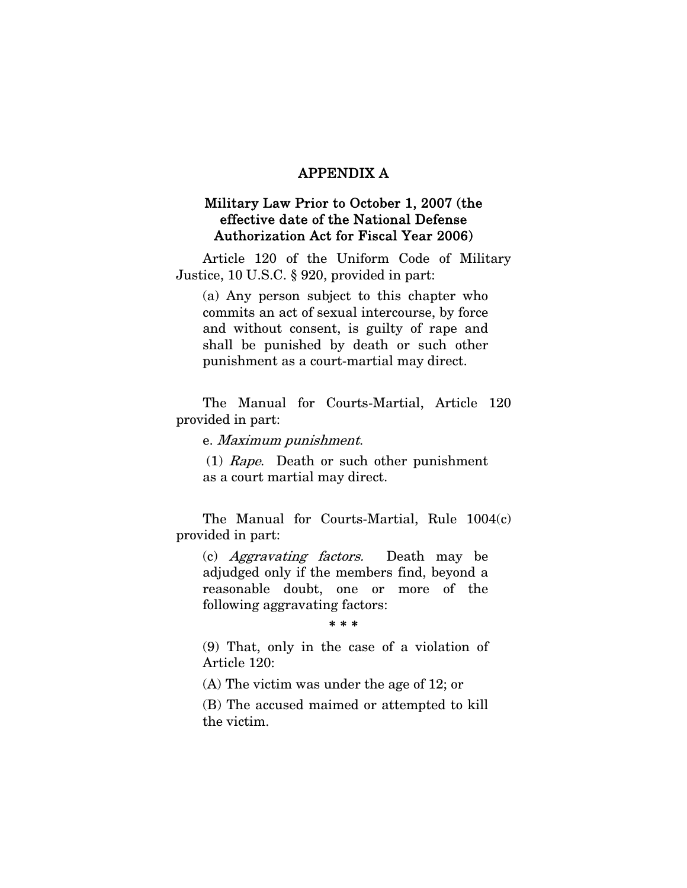# APPENDIX A

## Military Law Prior to October 1, 2007 (the effective date of the National Defense Authorization Act for Fiscal Year 2006)

Article 120 of the Uniform Code of Military Justice, 10 U.S.C. § 920, provided in part:

> (a) Any person subject to this chapter who commits an act of sexual intercourse, by force and without consent, is guilty of rape and shall be punished by death or such other punishment as a court-martial may direct.

The Manual for Courts-Martial, Article 120 provided in part:

> e. *Maximum punishment*.
>
> (1) *Rape*. Death or such other punishment as a court martial may direct.

The Manual for Courts-Martial, Rule 1004(c) provided in part:

> (c) *Aggravating factors.* Death may be adjudged only if the members find, beyond a reasonable doubt, one or more of the following aggravating factors:
>
> \* \* \*
>
> (9) That, only in the case of a violation of Article 120:
>
> (A) The victim was under the age of 12; or
>
> (B) The accused maimed or attempted to kill the victim.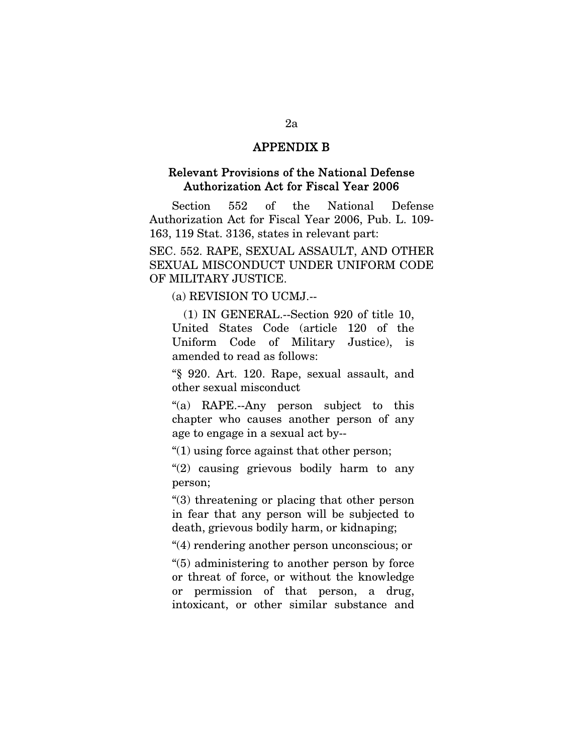## APPENDIX B

### Relevant Provisions of the National Defense Authorization Act for Fiscal Year 2006

Section 552 of the National Defense Authorization Act for Fiscal Year 2006, Pub. L. 109-163, 119 Stat. 3136, states in relevant part:

SEC. 552. RAPE, SEXUAL ASSAULT, AND OTHER SEXUAL MISCONDUCT UNDER UNIFORM CODE OF MILITARY JUSTICE.

(a) REVISION TO UCMJ.--

(1) IN GENERAL.--Section 920 of title 10, United States Code (article 120 of the Uniform Code of Military Justice), is amended to read as follows:

"§ 920. Art. 120. Rape, sexual assault, and other sexual misconduct

"(a) RAPE.--Any person subject to this chapter who causes another person of any age to engage in a sexual act by--

"(1) using force against that other person;

"(2) causing grievous bodily harm to any person;

"(3) threatening or placing that other person in fear that any person will be subjected to death, grievous bodily harm, or kidnaping;

"(4) rendering another person unconscious; or

"(5) administering to another person by force or threat of force, or without the knowledge or permission of that person, a drug, intoxicant, or other similar substance and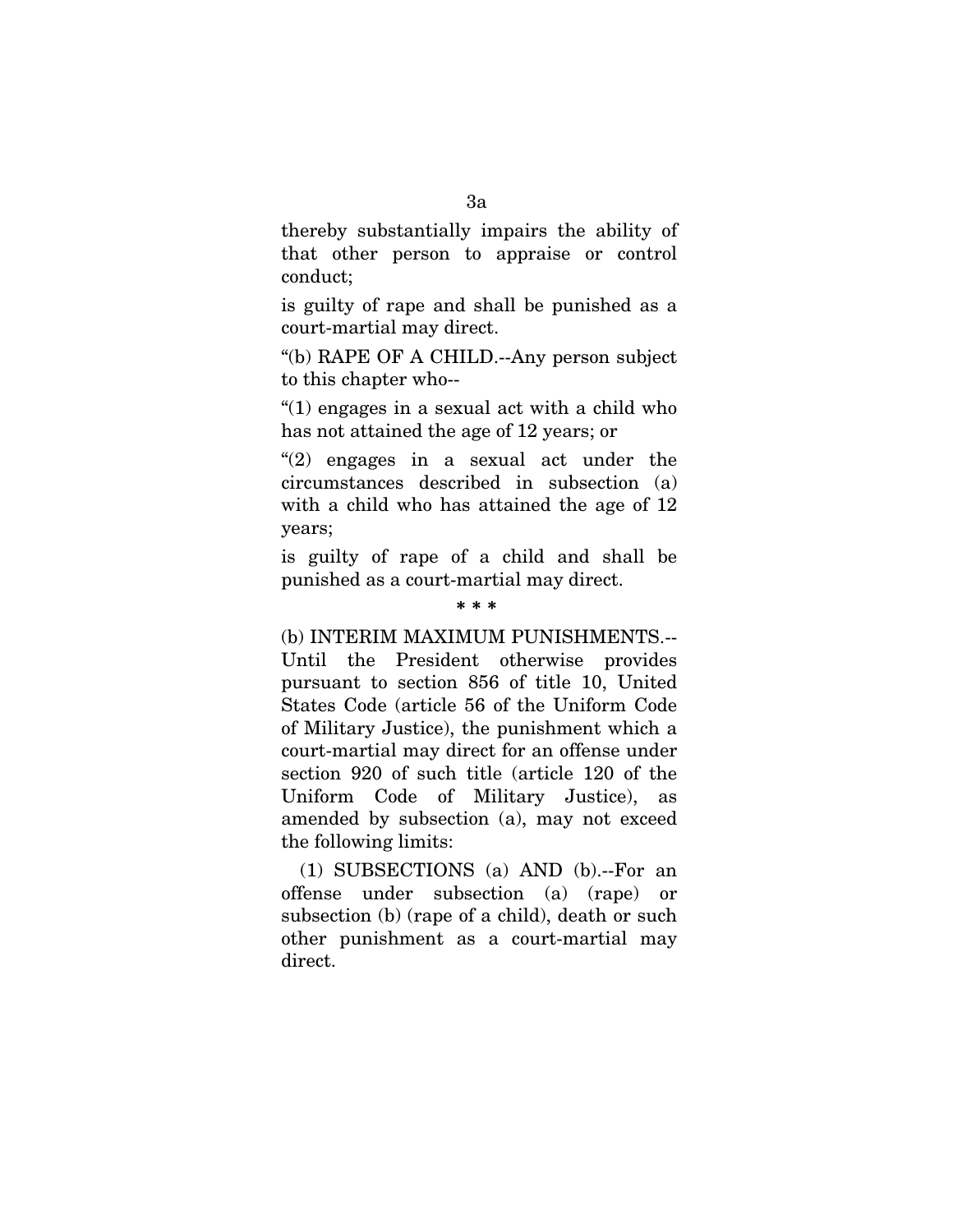thereby substantially impairs the ability of that other person to appraise or control conduct;

is guilty of rape and shall be punished as a court-martial may direct.

"(b) RAPE OF A CHILD.--Any person subject to this chapter who--

"(1) engages in a sexual act with a child who has not attained the age of 12 years; or

"(2) engages in a sexual act under the circumstances described in subsection (a) with a child who has attained the age of 12 years;

is guilty of rape of a child and shall be punished as a court-martial may direct.

\* \* \*

(b) INTERIM MAXIMUM PUNISHMENTS.--Until the President otherwise provides pursuant to section 856 of title 10, United States Code (article 56 of the Uniform Code of Military Justice), the punishment which a court-martial may direct for an offense under section 920 of such title (article 120 of the Uniform Code of Military Justice), as amended by subsection (a), may not exceed the following limits:

(1) SUBSECTIONS (a) AND (b).--For an offense under subsection (a) (rape) or subsection (b) (rape of a child), death or such other punishment as a court-martial may direct.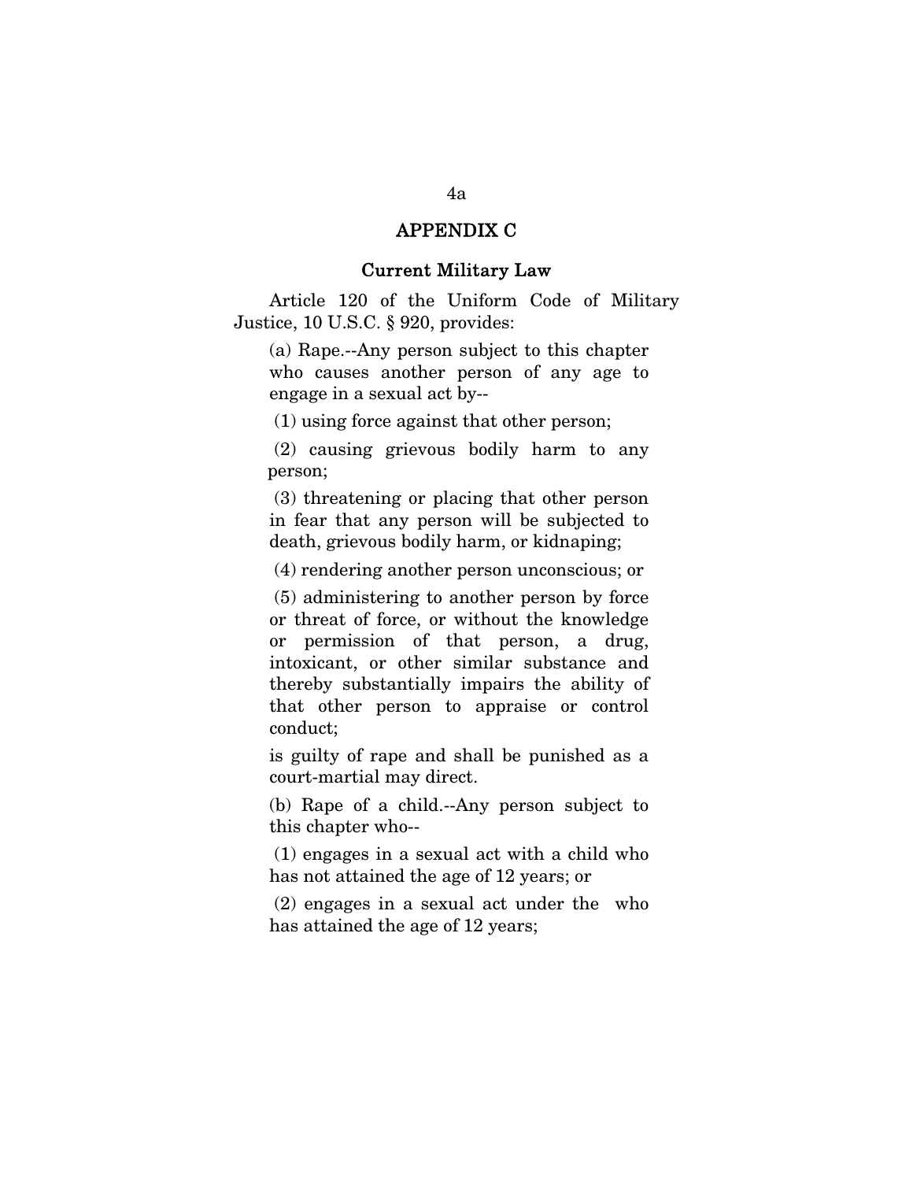## APPENDIX C

### Current Military Law

Article 120 of the Uniform Code of Military Justice, 10 U.S.C. § 920, provides:

> (a) Rape.--Any person subject to this chapter who causes another person of any age to engage in a sexual act by--
>
> (1) using force against that other person;
>
> (2) causing grievous bodily harm to any person;
>
> (3) threatening or placing that other person in fear that any person will be subjected to death, grievous bodily harm, or kidnaping;
>
> (4) rendering another person unconscious; or
>
> (5) administering to another person by force or threat of force, or without the knowledge or permission of that person, a drug, intoxicant, or other similar substance and thereby substantially impairs the ability of that other person to appraise or control conduct;
>
> is guilty of rape and shall be punished as a court-martial may direct.
>
> (b) Rape of a child.--Any person subject to this chapter who--
>
> (1) engages in a sexual act with a child who has not attained the age of 12 years; or
>
> (2) engages in a sexual act under the who has attained the age of 12 years;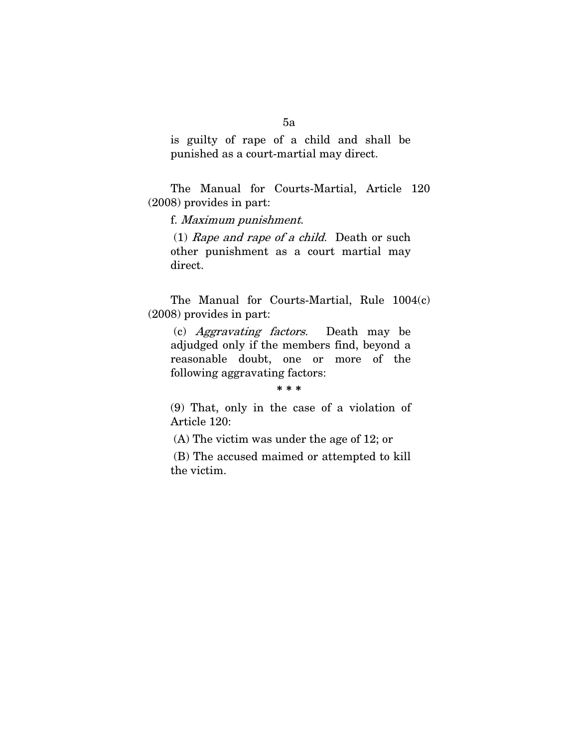is guilty of rape of a child and shall be punished as a court-martial may direct.

The Manual for Courts-Martial, Article 120 (2008) provides in part:

f. *Maximum punishment*.

(1) *Rape and rape of a child*. Death or such other punishment as a court martial may direct.

The Manual for Courts-Martial, Rule 1004(c) (2008) provides in part:

(c) *Aggravating factors.* Death may be adjudged only if the members find, beyond a reasonable doubt, one or more of the following aggravating factors:

\* \* \*

(9) That, only in the case of a violation of Article 120:

(A) The victim was under the age of 12; or

(B) The accused maimed or attempted to kill the victim.